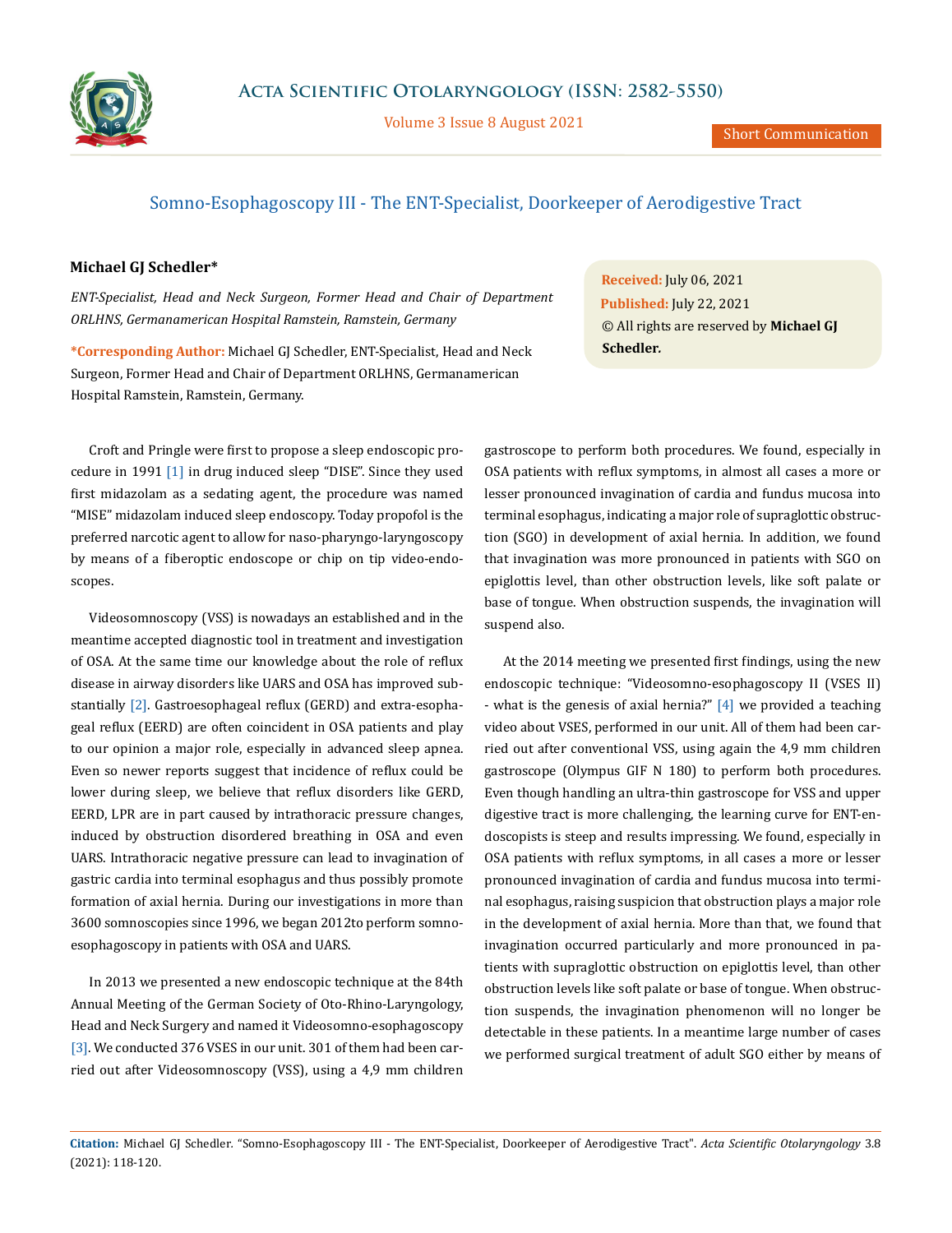Short Communication

# Somno-Esophagoscopy III - The ENT-Specialist, Doorkeeper of Aerodigestive Tract

**Michael GJ Schedler***

*ENT-Specialist, Head and Neck Surgeon, Former Head and Chair of Department ORLHNS, Germanamerican Hospital Ramstein, Ramstein, Germany*

**\*Corresponding Author:** Michael GJ Schedler, ENT-Specialist, Head and Neck Surgeon, Former Head and Chair of Department ORLHNS, Germanamerican Hospital Ramstein, Ramstein, Germany.

**Received:** July 06, 2021
**Published:** July 22, 2021
© All rights are reserved by **Michael GJ Schedler.**

Croft and Pringle were first to propose a sleep endoscopic procedure in 1991 [1] in drug induced sleep "DISE". Since they used first midazolam as a sedating agent, the procedure was named "MISE" midazolam induced sleep endoscopy. Today propofol is the preferred narcotic agent to allow for naso-pharyngo-laryngoscopy by means of a fiberoptic endoscope or chip on tip video-endoscopes.

Videosomnoscopy (VSS) is nowadays an established and in the meantime accepted diagnostic tool in treatment and investigation of OSA. At the same time our knowledge about the role of reflux disease in airway disorders like UARS and OSA has improved substantially [2]. Gastroesophageal reflux (GERD) and extra-esophageal reflux (EERD) are often coincident in OSA patients and play to our opinion a major role, especially in advanced sleep apnea. Even so newer reports suggest that incidence of reflux could be lower during sleep, we believe that reflux disorders like GERD, EERD, LPR are in part caused by intrathoracic pressure changes, induced by obstruction disordered breathing in OSA and even UARS. Intrathoracic negative pressure can lead to invagination of gastric cardia into terminal esophagus and thus possibly promote formation of axial hernia. During our investigations in more than 3600 somnoscopies since 1996, we began 2012to perform somno-esophagoscopy in patients with OSA and UARS.

In 2013 we presented a new endoscopic technique at the 84th Annual Meeting of the German Society of Oto-Rhino-Laryngology, Head and Neck Surgery and named it Videosomno-esophagoscopy [3]. We conducted 376 VSES in our unit. 301 of them had been carried out after Videosomnoscopy (VSS), using a 4,9 mm children gastroscope to perform both procedures. We found, especially in OSA patients with reflux symptoms, in almost all cases a more or lesser pronounced invagination of cardia and fundus mucosa into terminal esophagus, indicating a major role of supraglottic obstruction (SGO) in development of axial hernia. In addition, we found that invagination was more pronounced in patients with SGO on epiglottis level, than other obstruction levels, like soft palate or base of tongue. When obstruction suspends, the invagination will suspend also.

At the 2014 meeting we presented first findings, using the new endoscopic technique: "Videosomno-esophagoscopy II (VSES II) - what is the genesis of axial hernia?" [4] we provided a teaching video about VSES, performed in our unit. All of them had been carried out after conventional VSS, using again the 4,9 mm children gastroscope (Olympus GIF N 180) to perform both procedures. Even though handling an ultra-thin gastroscope for VSS and upper digestive tract is more challenging, the learning curve for ENT-endoscopists is steep and results impressing. We found, especially in OSA patients with reflux symptoms, in all cases a more or lesser pronounced invagination of cardia and fundus mucosa into terminal esophagus, raising suspicion that obstruction plays a major role in the development of axial hernia. More than that, we found that invagination occurred particularly and more pronounced in patients with supraglottic obstruction on epiglottis level, than other obstruction levels like soft palate or base of tongue. When obstruction suspends, the invagination phenomenon will no longer be detectable in these patients. In a meantime large number of cases we performed surgical treatment of adult SGO either by means of

**Citation:** Michael GJ Schedler. "Somno-Esophagoscopy III - The ENT-Specialist, Doorkeeper of Aerodigestive Tract". *Acta Scientific Otolaryngology* 3.8 (2021): 118-120.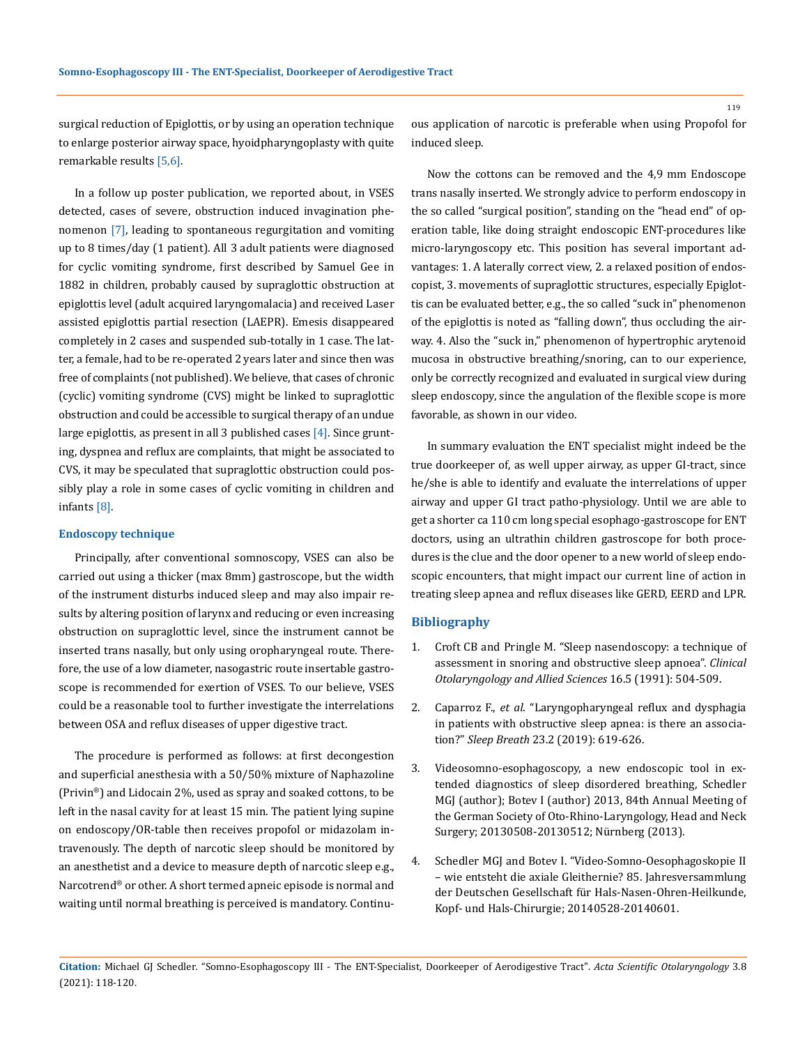surgical reduction of Epiglottis, or by using an operation technique to enlarge posterior airway space, hyoidpharyngoplasty with quite remarkable results [5,6].

In a follow up poster publication, we reported about, in VSES detected, cases of severe, obstruction induced invagination phenomenon [7], leading to spontaneous regurgitation and vomiting up to 8 times/day (1 patient). All 3 adult patients were diagnosed for cyclic vomiting syndrome, first described by Samuel Gee in 1882 in children, probably caused by supraglottic obstruction at epiglottis level (adult acquired laryngomalacia) and received Laser assisted epiglottis partial resection (LAEPR). Emesis disappeared completely in 2 cases and suspended sub-totally in 1 case. The latter, a female, had to be re-operated 2 years later and since then was free of complaints (not published). We believe, that cases of chronic (cyclic) vomiting syndrome (CVS) might be linked to supraglottic obstruction and could be accessible to surgical therapy of an undue large epiglottis, as present in all 3 published cases [4]. Since grunting, dyspnea and reflux are complaints, that might be associated to CVS, it may be speculated that supraglottic obstruction could possibly play a role in some cases of cyclic vomiting in children and infants [8].

### Endoscopy technique

Principally, after conventional somnoscopy, VSES can also be carried out using a thicker (max 8mm) gastroscope, but the width of the instrument disturbs induced sleep and may also impair results by altering position of larynx and reducing or even increasing obstruction on supraglottic level, since the instrument cannot be inserted trans nasally, but only using oropharyngeal route. Therefore, the use of a low diameter, nasogastric route insertable gastroscope is recommended for exertion of VSES. To our believe, VSES could be a reasonable tool to further investigate the interrelations between OSA and reflux diseases of upper digestive tract.

The procedure is performed as follows: at first decongestion and superficial anesthesia with a 50/50% mixture of Naphazoline (Privin®) and Lidocain 2%, used as spray and soaked cottons, to be left in the nasal cavity for at least 15 min. The patient lying supine on endoscopy/OR-table then receives propofol or midazolam intravenously. The depth of narcotic sleep should be monitored by an anesthetist and a device to measure depth of narcotic sleep e.g., Narcotrend® or other. A short termed apneic episode is normal and waiting until normal breathing is perceived is mandatory. Continuous application of narcotic is preferable when using Propofol for induced sleep.

Now the cottons can be removed and the 4,9 mm Endoscope trans nasally inserted. We strongly advice to perform endoscopy in the so called "surgical position", standing on the "head end" of operation table, like doing straight endoscopic ENT-procedures like micro-laryngoscopy etc. This position has several important advantages: 1. A laterally correct view, 2. a relaxed position of endoscopist, 3. movements of supraglottic structures, especially Epiglottis can be evaluated better, e.g., the so called "suck in" phenomenon of the epiglottis is noted as "falling down", thus occluding the airway. 4. Also the "suck in," phenomenon of hypertrophic arytenoid mucosa in obstructive breathing/snoring, can to our experience, only be correctly recognized and evaluated in surgical view during sleep endoscopy, since the angulation of the flexible scope is more favorable, as shown in our video.

In summary evaluation the ENT specialist might indeed be the true doorkeeper of, as well upper airway, as upper GI-tract, since he/she is able to identify and evaluate the interrelations of upper airway and upper GI tract patho-physiology. Until we are able to get a shorter ca 110 cm long special esophago-gastroscope for ENT doctors, using an ultrathin children gastroscope for both procedures is the clue and the door opener to a new world of sleep endoscopic encounters, that might impact our current line of action in treating sleep apnea and reflux diseases like GERD, EERD and LPR.

## Bibliography

1. Croft CB and Pringle M. "Sleep nasendoscopy: a technique of assessment in snoring and obstructive sleep apnoea". *Clinical Otolaryngology and Allied Sciences* 16.5 (1991): 504-509.
2. Caparroz F., *et al.* "Laryngopharyngeal reflux and dysphagia in patients with obstructive sleep apnea: is there an association?" *Sleep Breath* 23.2 (2019): 619-626.
3. Videosomno-esophagoscopy, a new endoscopic tool in extended diagnostics of sleep disordered breathing, Schedler MGJ (author); Botev I (author) 2013, 84th Annual Meeting of the German Society of Oto-Rhino-Laryngology, Head and Neck Surgery; 20130508-20130512; Nürnberg (2013).
4. Schedler MGJ and Botev I. "Video-Somno-Oesophagoskopie II – wie entsteht die axiale Gleithernie? 85. Jahresversammlung der Deutschen Gesellschaft für Hals-Nasen-Ohren-Heilkunde, Kopf- und Hals-Chirurgie; 20140528-20140601.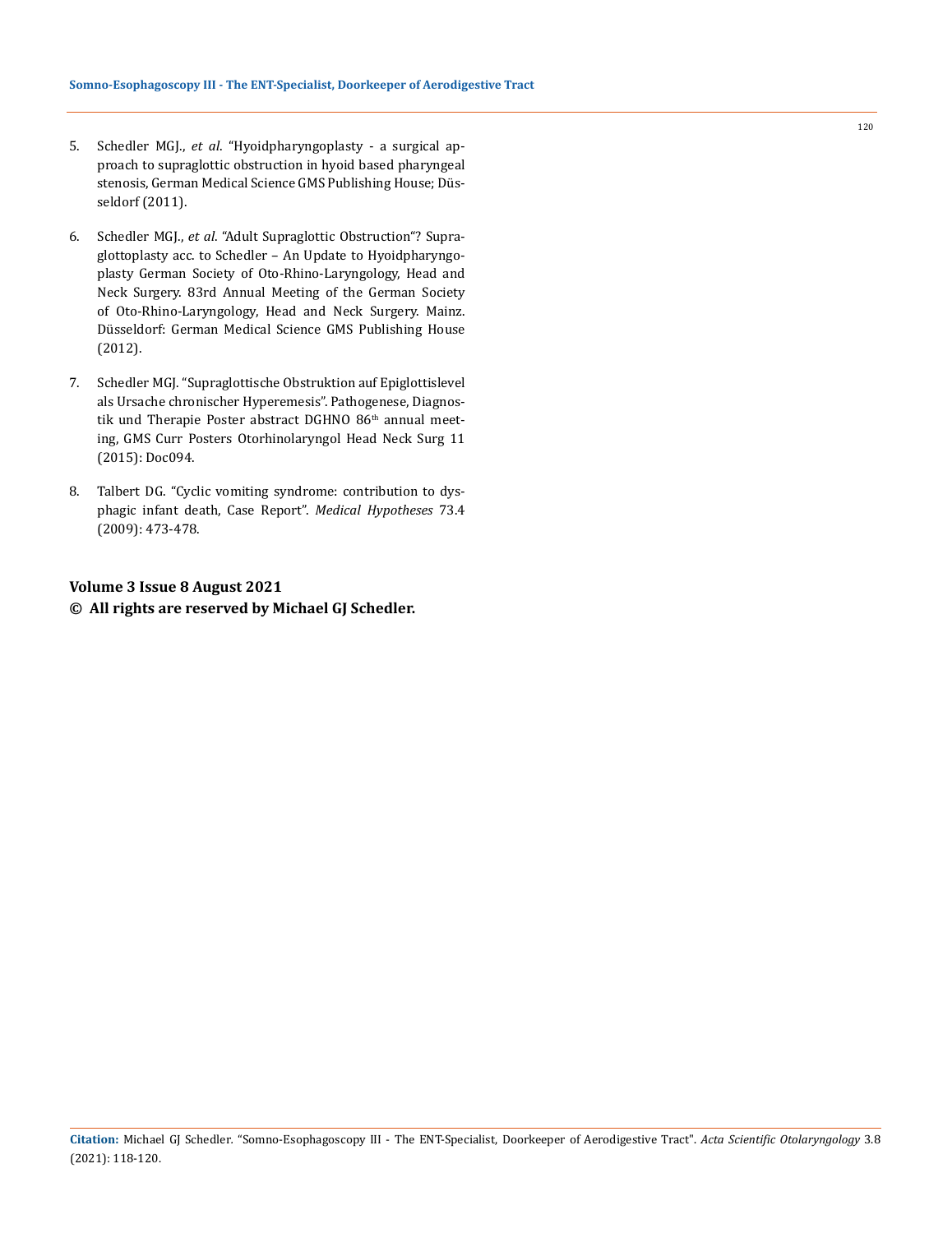5. Schedler MGJ., *et al*. "Hyoidpharyngoplasty - a surgical approach to supraglottic obstruction in hyoid based pharyngeal stenosis, German Medical Science GMS Publishing House; Düsseldorf (2011).

6. Schedler MGJ., *et al*. "Adult Supraglottic Obstruction"? Supraglottoplasty acc. to Schedler – An Update to Hyoidpharyngoplasty German Society of Oto-Rhino-Laryngology, Head and Neck Surgery. 83rd Annual Meeting of the German Society of Oto-Rhino-Laryngology, Head and Neck Surgery. Mainz. Düsseldorf: German Medical Science GMS Publishing House (2012).

7. Schedler MGJ. "Supraglottische Obstruktion auf Epiglottislevel als Ursache chronischer Hyperemesis". Pathogenese, Diagnostik und Therapie Poster abstract DGHNO 86th annual meeting, GMS Curr Posters Otorhinolaryngol Head Neck Surg 11 (2015): Doc094.

8. Talbert DG. "Cyclic vomiting syndrome: contribution to dysphagic infant death, Case Report". *Medical Hypotheses* 73.4 (2009): 473-478.

**Volume 3 Issue 8 August 2021**
**© All rights are reserved by Michael GJ Schedler.**